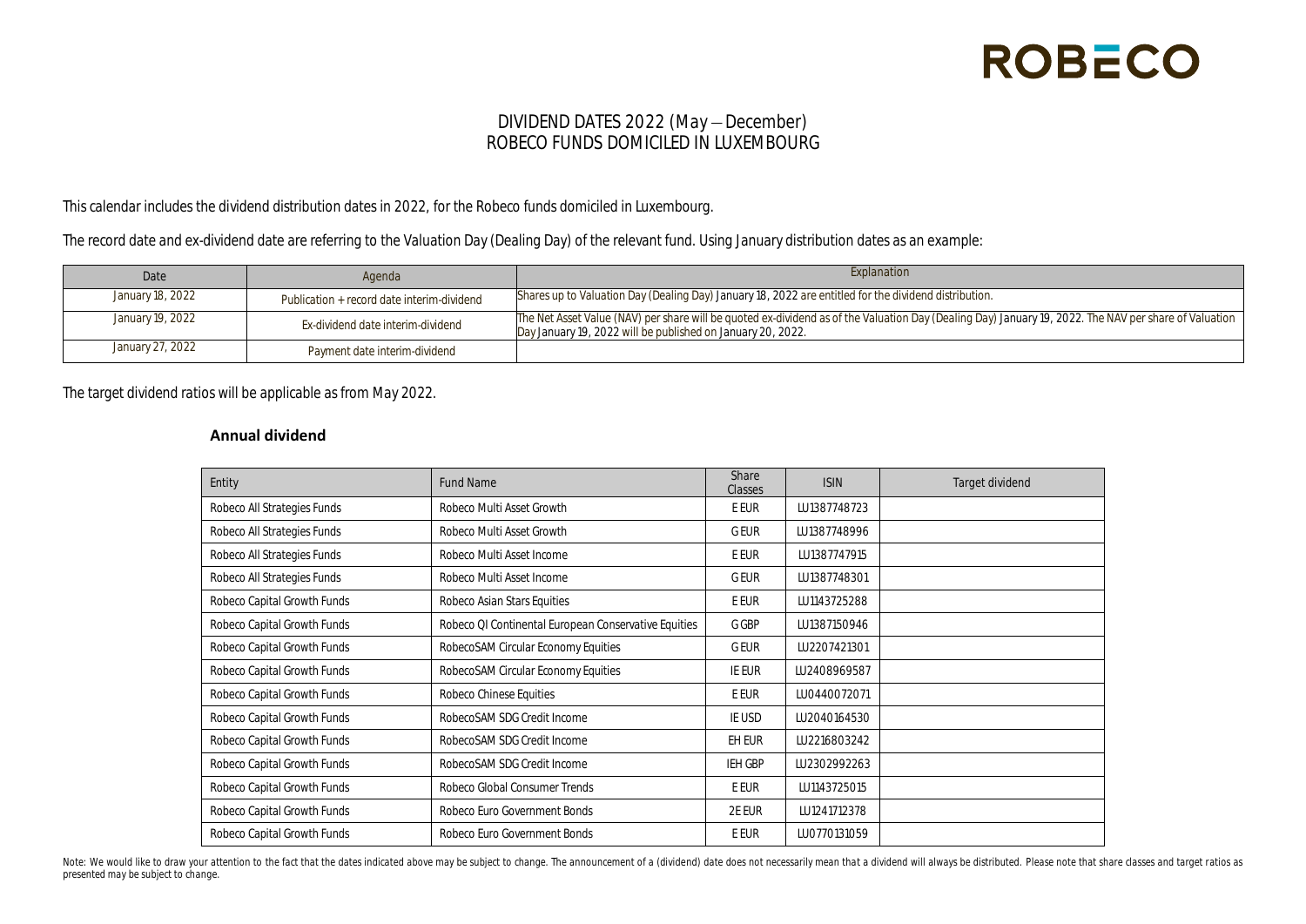ROBECO

# DIVIDEND DATES 2022 (May – December)
# ROBECO FUNDS DOMICILED IN LUXEMBOURG

This calendar includes the dividend distribution dates in 2022, for the Robeco funds domiciled in Luxembourg.

The record date and ex-dividend date are referring to the Valuation Day (Dealing Day) of the relevant fund. Using January distribution dates as an example:

| Date | Agenda | Explanation |
|---|---|---|
| January 18, 2022 | Publication + record date interim-dividend | Shares up to Valuation Day (Dealing Day) January 18, 2022 are entitled for the dividend distribution. |
| January 19, 2022 | Ex-dividend date interim-dividend | The Net Asset Value (NAV) per share will be quoted ex-dividend as of the Valuation Day (Dealing Day) January 19, 2022. The NAV per share of Valuation Day January 19, 2022 will be published on January 20, 2022. |
| January 27, 2022 | Payment date interim-dividend | |

The target dividend ratios will be applicable as from May 2022.

## Annual dividend

| Entity | Fund Name | Share Classes | ISIN | Target dividend |
|---|---|---|---|---|
| Robeco All Strategies Funds | Robeco Multi Asset Growth | E EUR | LU1387748723 | |
| Robeco All Strategies Funds | Robeco Multi Asset Growth | G EUR | LU1387748996 | |
| Robeco All Strategies Funds | Robeco Multi Asset Income | E EUR | LU1387747915 | |
| Robeco All Strategies Funds | Robeco Multi Asset Income | G EUR | LU1387748301 | |
| Robeco Capital Growth Funds | Robeco Asian Stars Equities | E EUR | LU1143725288 | |
| Robeco Capital Growth Funds | Robeco QI Continental European Conservative Equities | G GBP | LU1387150946 | |
| Robeco Capital Growth Funds | RobecoSAM Circular Economy Equities | G EUR | LU2207421301 | |
| Robeco Capital Growth Funds | RobecoSAM Circular Economy Equities | IE EUR | LU2408969587 | |
| Robeco Capital Growth Funds | Robeco Chinese Equities | E EUR | LU0440072071 | |
| Robeco Capital Growth Funds | RobecoSAM SDG Credit Income | IE USD | LU2040164530 | |
| Robeco Capital Growth Funds | RobecoSAM SDG Credit Income | EH EUR | LU2216803242 | |
| Robeco Capital Growth Funds | RobecoSAM SDG Credit Income | IEH GBP | LU2302992263 | |
| Robeco Capital Growth Funds | Robeco Global Consumer Trends | E EUR | LU1143725015 | |
| Robeco Capital Growth Funds | Robeco Euro Government Bonds | 2E EUR | LU1241712378 | |
| Robeco Capital Growth Funds | Robeco Euro Government Bonds | E EUR | LU0770131059 | |

Note: We would like to draw your attention to the fact that the dates indicated above may be subject to change. The announcement of a (dividend) date does not necessarily mean that a dividend will always be distributed. Please note that share classes and target ratios as presented may be subject to change.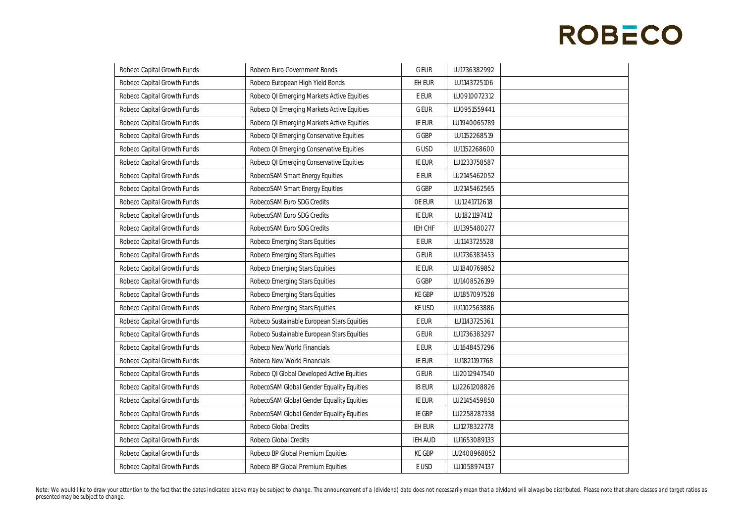| | | | | |
|---|---|---|---|---|
| Robeco Capital Growth Funds | Robeco Euro Government Bonds | G EUR | LU1736382992 | |
| Robeco Capital Growth Funds | Robeco European High Yield Bonds | EH EUR | LU1143725106 | |
| Robeco Capital Growth Funds | Robeco QI Emerging Markets Active Equities | E EUR | LU0910072312 | |
| Robeco Capital Growth Funds | Robeco QI Emerging Markets Active Equities | G EUR | LU0951559441 | |
| Robeco Capital Growth Funds | Robeco QI Emerging Markets Active Equities | IE EUR | LU1940065789 | |
| Robeco Capital Growth Funds | Robeco QI Emerging Conservative Equities | G GBP | LU1152268519 | |
| Robeco Capital Growth Funds | Robeco QI Emerging Conservative Equities | G USD | LU1152268600 | |
| Robeco Capital Growth Funds | Robeco QI Emerging Conservative Equities | IE EUR | LU1233758587 | |
| Robeco Capital Growth Funds | RobecoSAM Smart Energy Equities | E EUR | LU2145462052 | |
| Robeco Capital Growth Funds | RobecoSAM Smart Energy Equities | G GBP | LU2145462565 | |
| Robeco Capital Growth Funds | RobecoSAM Euro SDG Credits | 0E EUR | LU1241712618 | |
| Robeco Capital Growth Funds | RobecoSAM Euro SDG Credits | IE EUR | LU1821197412 | |
| Robeco Capital Growth Funds | RobecoSAM Euro SDG Credits | IEH CHF | LU1395480277 | |
| Robeco Capital Growth Funds | Robeco Emerging Stars Equities | E EUR | LU1143725528 | |
| Robeco Capital Growth Funds | Robeco Emerging Stars Equities | G EUR | LU1736383453 | |
| Robeco Capital Growth Funds | Robeco Emerging Stars Equities | IE EUR | LU1840769852 | |
| Robeco Capital Growth Funds | Robeco Emerging Stars Equities | G GBP | LU1408526199 | |
| Robeco Capital Growth Funds | Robeco Emerging Stars Equities | KE GBP | LU1857097528 | |
| Robeco Capital Growth Funds | Robeco Emerging Stars Equities | KE USD | LU1102563886 | |
| Robeco Capital Growth Funds | Robeco Sustainable European Stars Equities | E EUR | LU1143725361 | |
| Robeco Capital Growth Funds | Robeco Sustainable European Stars Equities | G EUR | LU1736383297 | |
| Robeco Capital Growth Funds | Robeco New World Financials | E EUR | LU1648457296 | |
| Robeco Capital Growth Funds | Robeco New World Financials | IE EUR | LU1821197768 | |
| Robeco Capital Growth Funds | Robeco QI Global Developed Active Equities | G EUR | LU2012947540 | |
| Robeco Capital Growth Funds | RobecoSAM Global Gender Equality Equities | IB EUR | LU2261208826 | |
| Robeco Capital Growth Funds | RobecoSAM Global Gender Equality Equities | IE EUR | LU2145459850 | |
| Robeco Capital Growth Funds | RobecoSAM Global Gender Equality Equities | IE GBP | LU2258287338 | |
| Robeco Capital Growth Funds | Robeco Global Credits | EH EUR | LU1278322778 | |
| Robeco Capital Growth Funds | Robeco Global Credits | IEH AUD | LU1653089133 | |
| Robeco Capital Growth Funds | Robeco BP Global Premium Equities | KE GBP | LU2408968852 | |
| Robeco Capital Growth Funds | Robeco BP Global Premium Equities | E USD | LU1058974137 | |

Note: We would like to draw your attention to the fact that the dates indicated above may be subject to change. The announcement of a (dividend) date does not necessarily mean that a dividend will always be distributed. Please note that share classes and target ratios as presented may be subject to change.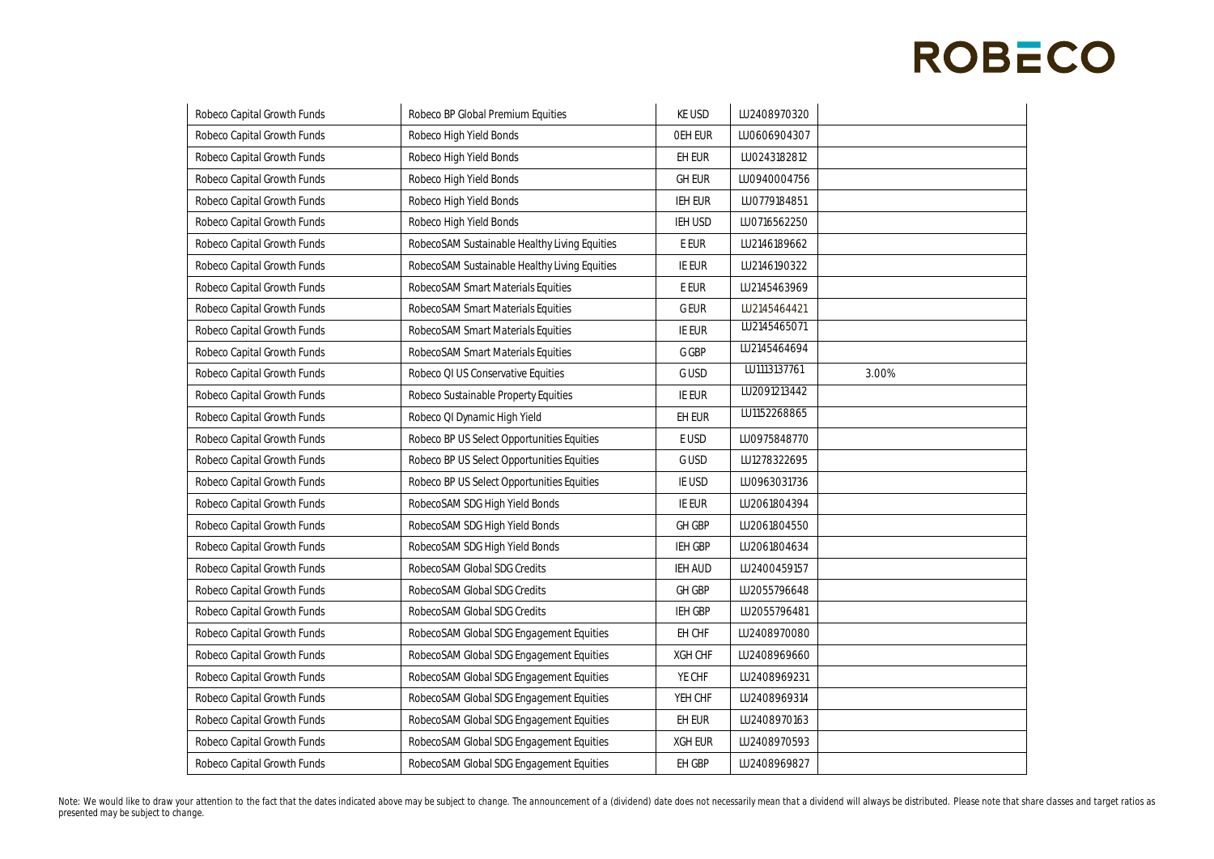| | | | | |
|---|---|---|---|---|
| Robeco Capital Growth Funds | Robeco BP Global Premium Equities | KE USD | LU2408970320 | |
| Robeco Capital Growth Funds | Robeco High Yield Bonds | 0EH EUR | LU0606904307 | |
| Robeco Capital Growth Funds | Robeco High Yield Bonds | EH EUR | LU0243182812 | |
| Robeco Capital Growth Funds | Robeco High Yield Bonds | GH EUR | LU0940004756 | |
| Robeco Capital Growth Funds | Robeco High Yield Bonds | IEH EUR | LU0779184851 | |
| Robeco Capital Growth Funds | Robeco High Yield Bonds | IEH USD | LU0716562250 | |
| Robeco Capital Growth Funds | RobecoSAM Sustainable Healthy Living Equities | E EUR | LU2146189662 | |
| Robeco Capital Growth Funds | RobecoSAM Sustainable Healthy Living Equities | IE EUR | LU2146190322 | |
| Robeco Capital Growth Funds | RobecoSAM Smart Materials Equities | E EUR | LU2145463969 | |
| Robeco Capital Growth Funds | RobecoSAM Smart Materials Equities | G EUR | LU2145464421 | |
| Robeco Capital Growth Funds | RobecoSAM Smart Materials Equities | IE EUR | LU2145465071 | |
| Robeco Capital Growth Funds | RobecoSAM Smart Materials Equities | G GBP | LU2145464694 | |
| Robeco Capital Growth Funds | Robeco QI US Conservative Equities | G USD | LU1113137761 | 3.00% |
| Robeco Capital Growth Funds | Robeco Sustainable Property Equities | IE EUR | LU2091213442 | |
| Robeco Capital Growth Funds | Robeco QI Dynamic High Yield | EH EUR | LU1152268865 | |
| Robeco Capital Growth Funds | Robeco BP US Select Opportunities Equities | E USD | LU0975848770 | |
| Robeco Capital Growth Funds | Robeco BP US Select Opportunities Equities | G USD | LU1278322695 | |
| Robeco Capital Growth Funds | Robeco BP US Select Opportunities Equities | IE USD | LU0963031736 | |
| Robeco Capital Growth Funds | RobecoSAM SDG High Yield Bonds | IE EUR | LU2061804394 | |
| Robeco Capital Growth Funds | RobecoSAM SDG High Yield Bonds | GH GBP | LU2061804550 | |
| Robeco Capital Growth Funds | RobecoSAM SDG High Yield Bonds | IEH GBP | LU2061804634 | |
| Robeco Capital Growth Funds | RobecoSAM Global SDG Credits | IEH AUD | LU2400459157 | |
| Robeco Capital Growth Funds | RobecoSAM Global SDG Credits | GH GBP | LU2055796648 | |
| Robeco Capital Growth Funds | RobecoSAM Global SDG Credits | IEH GBP | LU2055796481 | |
| Robeco Capital Growth Funds | RobecoSAM Global SDG Engagement Equities | EH CHF | LU2408970080 | |
| Robeco Capital Growth Funds | RobecoSAM Global SDG Engagement Equities | XGH CHF | LU2408969660 | |
| Robeco Capital Growth Funds | RobecoSAM Global SDG Engagement Equities | YE CHF | LU2408969231 | |
| Robeco Capital Growth Funds | RobecoSAM Global SDG Engagement Equities | YEH CHF | LU2408969314 | |
| Robeco Capital Growth Funds | RobecoSAM Global SDG Engagement Equities | EH EUR | LU2408970163 | |
| Robeco Capital Growth Funds | RobecoSAM Global SDG Engagement Equities | XGH EUR | LU2408970593 | |
| Robeco Capital Growth Funds | RobecoSAM Global SDG Engagement Equities | EH GBP | LU2408969827 | |

Note: We would like to draw your attention to the fact that the dates indicated above may be subject to change. The announcement of a (dividend) date does not necessarily mean that a dividend will always be distributed. Please note that share classes and target ratios as presented may be subject to change.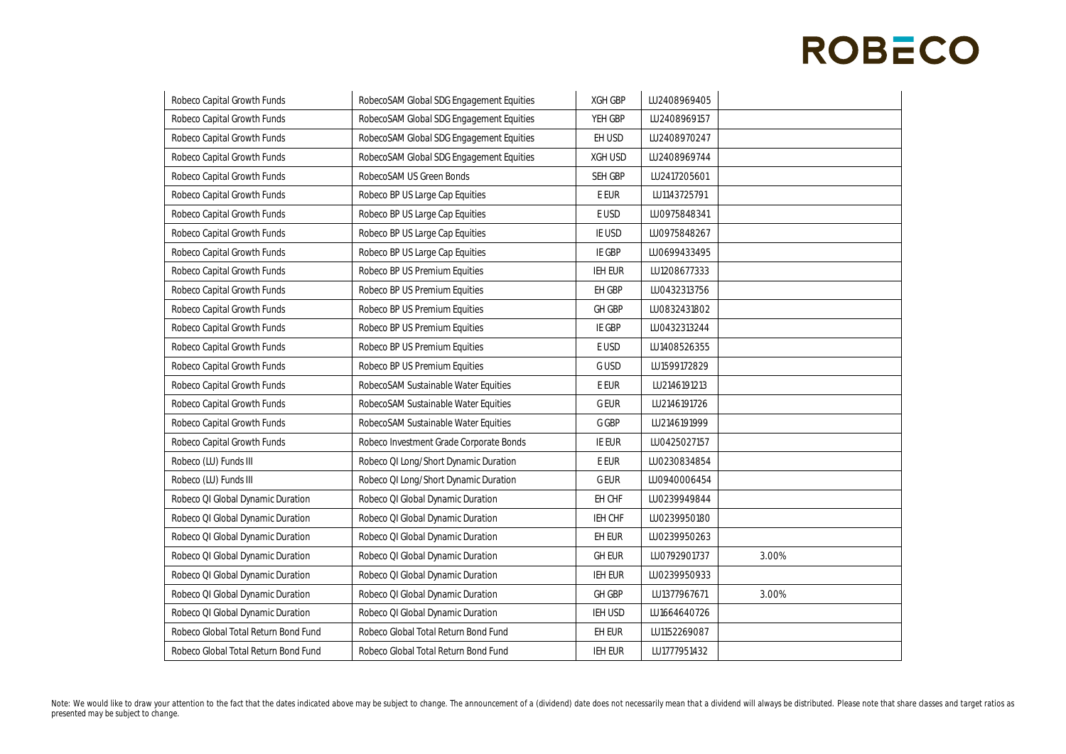| | | | | |
|---|---|---|---|---|
| Robeco Capital Growth Funds | RobecoSAM Global SDG Engagement Equities | XGH GBP | LU2408969405 | |
| Robeco Capital Growth Funds | RobecoSAM Global SDG Engagement Equities | YEH GBP | LU2408969157 | |
| Robeco Capital Growth Funds | RobecoSAM Global SDG Engagement Equities | EH USD | LU2408970247 | |
| Robeco Capital Growth Funds | RobecoSAM Global SDG Engagement Equities | XGH USD | LU2408969744 | |
| Robeco Capital Growth Funds | RobecoSAM US Green Bonds | SEH GBP | LU2417205601 | |
| Robeco Capital Growth Funds | Robeco BP US Large Cap Equities | E EUR | LU1143725791 | |
| Robeco Capital Growth Funds | Robeco BP US Large Cap Equities | E USD | LU0975848341 | |
| Robeco Capital Growth Funds | Robeco BP US Large Cap Equities | IE USD | LU0975848267 | |
| Robeco Capital Growth Funds | Robeco BP US Large Cap Equities | IE GBP | LU0699433495 | |
| Robeco Capital Growth Funds | Robeco BP US Premium Equities | IEH EUR | LU1208677333 | |
| Robeco Capital Growth Funds | Robeco BP US Premium Equities | EH GBP | LU0432313756 | |
| Robeco Capital Growth Funds | Robeco BP US Premium Equities | GH GBP | LU0832431802 | |
| Robeco Capital Growth Funds | Robeco BP US Premium Equities | IE GBP | LU0432313244 | |
| Robeco Capital Growth Funds | Robeco BP US Premium Equities | E USD | LU1408526355 | |
| Robeco Capital Growth Funds | Robeco BP US Premium Equities | G USD | LU1599172829 | |
| Robeco Capital Growth Funds | RobecoSAM Sustainable Water Equities | E EUR | LU2146191213 | |
| Robeco Capital Growth Funds | RobecoSAM Sustainable Water Equities | G EUR | LU2146191726 | |
| Robeco Capital Growth Funds | RobecoSAM Sustainable Water Equities | G GBP | LU2146191999 | |
| Robeco Capital Growth Funds | Robeco Investment Grade Corporate Bonds | IE EUR | LU0425027157 | |
| Robeco (LU) Funds III | Robeco QI Long/Short Dynamic Duration | E EUR | LU0230834854 | |
| Robeco (LU) Funds III | Robeco QI Long/Short Dynamic Duration | G EUR | LU0940006454 | |
| Robeco QI Global Dynamic Duration | Robeco QI Global Dynamic Duration | EH CHF | LU0239949844 | |
| Robeco QI Global Dynamic Duration | Robeco QI Global Dynamic Duration | IEH CHF | LU0239950180 | |
| Robeco QI Global Dynamic Duration | Robeco QI Global Dynamic Duration | EH EUR | LU0239950263 | |
| Robeco QI Global Dynamic Duration | Robeco QI Global Dynamic Duration | GH EUR | LU0792901737 | 3.00% |
| Robeco QI Global Dynamic Duration | Robeco QI Global Dynamic Duration | IEH EUR | LU0239950933 | |
| Robeco QI Global Dynamic Duration | Robeco QI Global Dynamic Duration | GH GBP | LU1377967671 | 3.00% |
| Robeco QI Global Dynamic Duration | Robeco QI Global Dynamic Duration | IEH USD | LU1664640726 | |
| Robeco Global Total Return Bond Fund | Robeco Global Total Return Bond Fund | EH EUR | LU1152269087 | |
| Robeco Global Total Return Bond Fund | Robeco Global Total Return Bond Fund | IEH EUR | LU1777951432 | |

Note: We would like to draw your attention to the fact that the dates indicated above may be subject to change. The announcement of a (dividend) date does not necessarily mean that a dividend will always be distributed. Please note that share classes and target ratios as presented may be subject to change.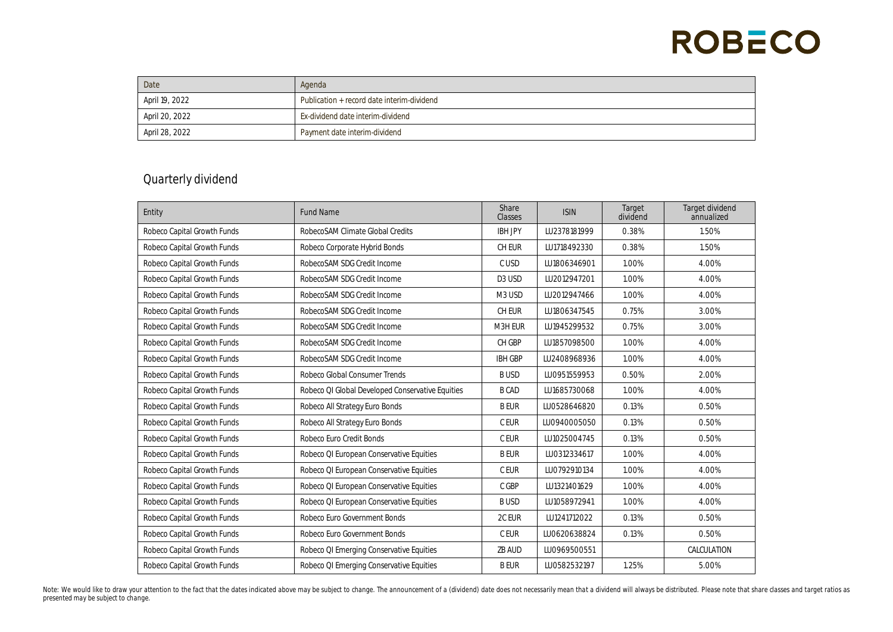| Date | Agenda |
|---|---|
| April 19, 2022 | Publication + record date interim-dividend |
| April 20, 2022 | Ex-dividend date interim-dividend |
| April 28, 2022 | Payment date interim-dividend |

## Quarterly dividend

| Entity | Fund Name | Share Classes | ISIN | Target dividend | Target dividend annualized |
|---|---|---|---|---|---|
| Robeco Capital Growth Funds | RobecoSAM Climate Global Credits | IBH JPY | LU2378181999 | 0.38% | 1.50% |
| Robeco Capital Growth Funds | Robeco Corporate Hybrid Bonds | CH EUR | LU1718492330 | 0.38% | 1.50% |
| Robeco Capital Growth Funds | RobecoSAM SDG Credit Income | C USD | LU1806346901 | 1.00% | 4.00% |
| Robeco Capital Growth Funds | RobecoSAM SDG Credit Income | D3 USD | LU2012947201 | 1.00% | 4.00% |
| Robeco Capital Growth Funds | RobecoSAM SDG Credit Income | M3 USD | LU2012947466 | 1.00% | 4.00% |
| Robeco Capital Growth Funds | RobecoSAM SDG Credit Income | CH EUR | LU1806347545 | 0.75% | 3.00% |
| Robeco Capital Growth Funds | RobecoSAM SDG Credit Income | M3H EUR | LU1945299532 | 0.75% | 3.00% |
| Robeco Capital Growth Funds | RobecoSAM SDG Credit Income | CH GBP | LU1857098500 | 1.00% | 4.00% |
| Robeco Capital Growth Funds | RobecoSAM SDG Credit Income | IBH GBP | LU2408968936 | 1.00% | 4.00% |
| Robeco Capital Growth Funds | Robeco Global Consumer Trends | B USD | LU0951559953 | 0.50% | 2.00% |
| Robeco Capital Growth Funds | Robeco QI Global Developed Conservative Equities | B CAD | LU1685730068 | 1.00% | 4.00% |
| Robeco Capital Growth Funds | Robeco All Strategy Euro Bonds | B EUR | LU0528646820 | 0.13% | 0.50% |
| Robeco Capital Growth Funds | Robeco All Strategy Euro Bonds | C EUR | LU0940005050 | 0.13% | 0.50% |
| Robeco Capital Growth Funds | Robeco Euro Credit Bonds | C EUR | LU1025004745 | 0.13% | 0.50% |
| Robeco Capital Growth Funds | Robeco QI European Conservative Equities | B EUR | LU0312334617 | 1.00% | 4.00% |
| Robeco Capital Growth Funds | Robeco QI European Conservative Equities | C EUR | LU0792910134 | 1.00% | 4.00% |
| Robeco Capital Growth Funds | Robeco QI European Conservative Equities | C GBP | LU1321401629 | 1.00% | 4.00% |
| Robeco Capital Growth Funds | Robeco QI European Conservative Equities | B USD | LU1058972941 | 1.00% | 4.00% |
| Robeco Capital Growth Funds | Robeco Euro Government Bonds | 2C EUR | LU1241712022 | 0.13% | 0.50% |
| Robeco Capital Growth Funds | Robeco Euro Government Bonds | C EUR | LU0620638824 | 0.13% | 0.50% |
| Robeco Capital Growth Funds | Robeco QI Emerging Conservative Equities | ZB AUD | LU0969500551 | | CALCULATION |
| Robeco Capital Growth Funds | Robeco QI Emerging Conservative Equities | B EUR | LU0582532197 | 1.25% | 5.00% |

Note: We would like to draw your attention to the fact that the dates indicated above may be subject to change. The announcement of a (dividend) date does not necessarily mean that a dividend will always be distributed. Please note that share classes and target ratios as presented may be subject to change.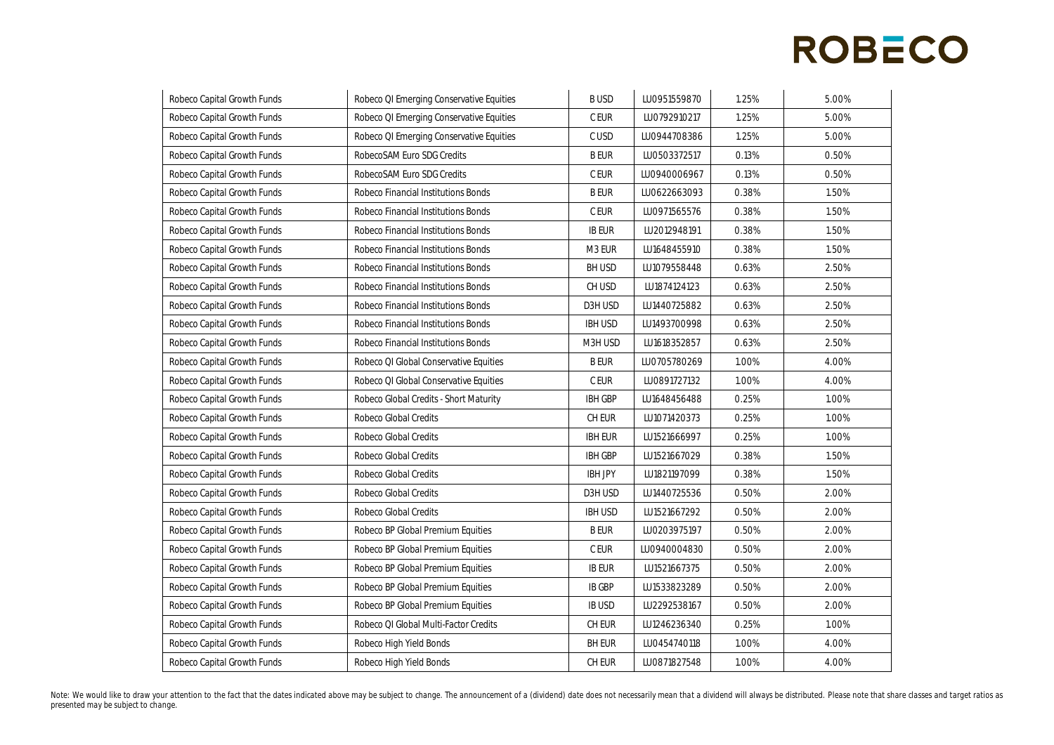| Robeco Capital Growth Funds | Robeco QI Emerging Conservative Equities | B USD | LU0951559870 | 1.25% | 5.00% |
|---|---|---|---|---|---|
| Robeco Capital Growth Funds | Robeco QI Emerging Conservative Equities | C EUR | LU0792910217 | 1.25% | 5.00% |
| Robeco Capital Growth Funds | Robeco QI Emerging Conservative Equities | C USD | LU0944708386 | 1.25% | 5.00% |
| Robeco Capital Growth Funds | RobecoSAM Euro SDG Credits | B EUR | LU0503372517 | 0.13% | 0.50% |
| Robeco Capital Growth Funds | RobecoSAM Euro SDG Credits | C EUR | LU0940006967 | 0.13% | 0.50% |
| Robeco Capital Growth Funds | Robeco Financial Institutions Bonds | B EUR | LU0622663093 | 0.38% | 1.50% |
| Robeco Capital Growth Funds | Robeco Financial Institutions Bonds | C EUR | LU0971565576 | 0.38% | 1.50% |
| Robeco Capital Growth Funds | Robeco Financial Institutions Bonds | IB EUR | LU2012948191 | 0.38% | 1.50% |
| Robeco Capital Growth Funds | Robeco Financial Institutions Bonds | M3 EUR | LU1648455910 | 0.38% | 1.50% |
| Robeco Capital Growth Funds | Robeco Financial Institutions Bonds | BH USD | LU1079558448 | 0.63% | 2.50% |
| Robeco Capital Growth Funds | Robeco Financial Institutions Bonds | CH USD | LU1874124123 | 0.63% | 2.50% |
| Robeco Capital Growth Funds | Robeco Financial Institutions Bonds | D3H USD | LU1440725882 | 0.63% | 2.50% |
| Robeco Capital Growth Funds | Robeco Financial Institutions Bonds | IBH USD | LU1493700998 | 0.63% | 2.50% |
| Robeco Capital Growth Funds | Robeco Financial Institutions Bonds | M3H USD | LU1618352857 | 0.63% | 2.50% |
| Robeco Capital Growth Funds | Robeco QI Global Conservative Equities | B EUR | LU0705780269 | 1.00% | 4.00% |
| Robeco Capital Growth Funds | Robeco QI Global Conservative Equities | C EUR | LU0891727132 | 1.00% | 4.00% |
| Robeco Capital Growth Funds | Robeco Global Credits - Short Maturity | IBH GBP | LU1648456488 | 0.25% | 1.00% |
| Robeco Capital Growth Funds | Robeco Global Credits | CH EUR | LU1071420373 | 0.25% | 1.00% |
| Robeco Capital Growth Funds | Robeco Global Credits | IBH EUR | LU1521666997 | 0.25% | 1.00% |
| Robeco Capital Growth Funds | Robeco Global Credits | IBH GBP | LU1521667029 | 0.38% | 1.50% |
| Robeco Capital Growth Funds | Robeco Global Credits | IBH JPY | LU1821197099 | 0.38% | 1.50% |
| Robeco Capital Growth Funds | Robeco Global Credits | D3H USD | LU1440725536 | 0.50% | 2.00% |
| Robeco Capital Growth Funds | Robeco Global Credits | IBH USD | LU1521667292 | 0.50% | 2.00% |
| Robeco Capital Growth Funds | Robeco BP Global Premium Equities | B EUR | LU0203975197 | 0.50% | 2.00% |
| Robeco Capital Growth Funds | Robeco BP Global Premium Equities | C EUR | LU0940004830 | 0.50% | 2.00% |
| Robeco Capital Growth Funds | Robeco BP Global Premium Equities | IB EUR | LU1521667375 | 0.50% | 2.00% |
| Robeco Capital Growth Funds | Robeco BP Global Premium Equities | IB GBP | LU1533823289 | 0.50% | 2.00% |
| Robeco Capital Growth Funds | Robeco BP Global Premium Equities | IB USD | LU2292538167 | 0.50% | 2.00% |
| Robeco Capital Growth Funds | Robeco QI Global Multi-Factor Credits | CH EUR | LU1246236340 | 0.25% | 1.00% |
| Robeco Capital Growth Funds | Robeco High Yield Bonds | BH EUR | LU0454740118 | 1.00% | 4.00% |
| Robeco Capital Growth Funds | Robeco High Yield Bonds | CH EUR | LU0871827548 | 1.00% | 4.00% |

Note: We would like to draw your attention to the fact that the dates indicated above may be subject to change. The announcement of a (dividend) date does not necessarily mean that a dividend will always be distributed. Please note that share classes and target ratios as presented may be subject to change.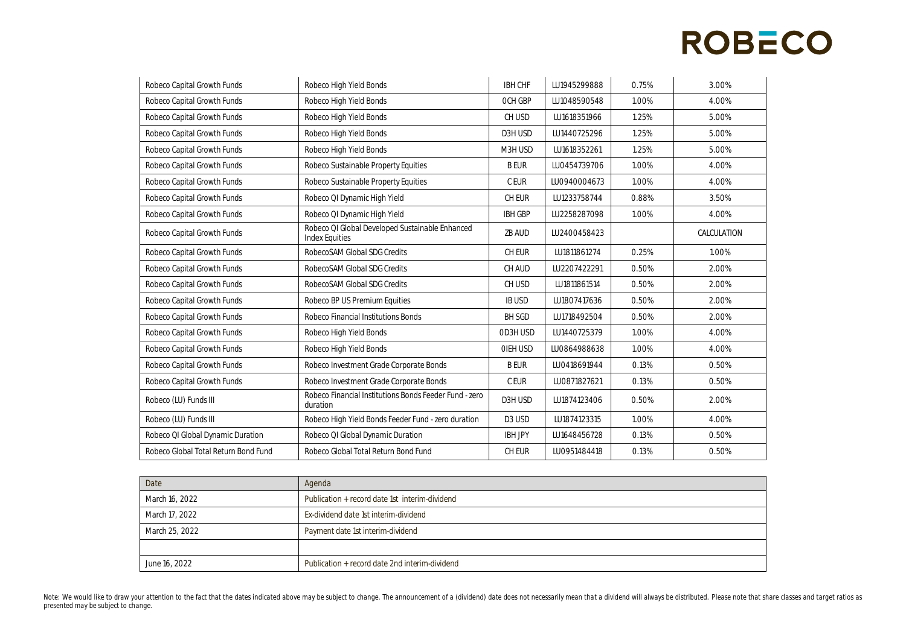| | | | | | |
|---|---|---|---|---|---|
| Robeco Capital Growth Funds | Robeco High Yield Bonds | IBH CHF | LU1945299888 | 0.75% | 3.00% |
| Robeco Capital Growth Funds | Robeco High Yield Bonds | 0CH GBP | LU1048590548 | 1.00% | 4.00% |
| Robeco Capital Growth Funds | Robeco High Yield Bonds | CH USD | LU1618351966 | 1.25% | 5.00% |
| Robeco Capital Growth Funds | Robeco High Yield Bonds | D3H USD | LU1440725296 | 1.25% | 5.00% |
| Robeco Capital Growth Funds | Robeco High Yield Bonds | M3H USD | LU1618352261 | 1.25% | 5.00% |
| Robeco Capital Growth Funds | Robeco Sustainable Property Equities | B EUR | LU0454739706 | 1.00% | 4.00% |
| Robeco Capital Growth Funds | Robeco Sustainable Property Equities | C EUR | LU0940004673 | 1.00% | 4.00% |
| Robeco Capital Growth Funds | Robeco QI Dynamic High Yield | CH EUR | LU1233758744 | 0.88% | 3.50% |
| Robeco Capital Growth Funds | Robeco QI Dynamic High Yield | IBH GBP | LU2258287098 | 1.00% | 4.00% |
| Robeco Capital Growth Funds | Robeco QI Global Developed Sustainable Enhanced Index Equities | ZB AUD | LU2400458423 | | CALCULATION |
| Robeco Capital Growth Funds | RobecoSAM Global SDG Credits | CH EUR | LU1811861274 | 0.25% | 1.00% |
| Robeco Capital Growth Funds | RobecoSAM Global SDG Credits | CH AUD | LU2207422291 | 0.50% | 2.00% |
| Robeco Capital Growth Funds | RobecoSAM Global SDG Credits | CH USD | LU1811861514 | 0.50% | 2.00% |
| Robeco Capital Growth Funds | Robeco BP US Premium Equities | IB USD | LU1807417636 | 0.50% | 2.00% |
| Robeco Capital Growth Funds | Robeco Financial Institutions Bonds | BH SGD | LU1718492504 | 0.50% | 2.00% |
| Robeco Capital Growth Funds | Robeco High Yield Bonds | 0D3H USD | LU1440725379 | 1.00% | 4.00% |
| Robeco Capital Growth Funds | Robeco High Yield Bonds | 0IEH USD | LU0864988638 | 1.00% | 4.00% |
| Robeco Capital Growth Funds | Robeco Investment Grade Corporate Bonds | B EUR | LU0418691944 | 0.13% | 0.50% |
| Robeco Capital Growth Funds | Robeco Investment Grade Corporate Bonds | C EUR | LU0871827621 | 0.13% | 0.50% |
| Robeco (LU) Funds III | Robeco Financial Institutions Bonds Feeder Fund - zero duration | D3H USD | LU1874123406 | 0.50% | 2.00% |
| Robeco (LU) Funds III | Robeco High Yield Bonds Feeder Fund - zero duration | D3 USD | LU1874123315 | 1.00% | 4.00% |
| Robeco QI Global Dynamic Duration | Robeco QI Global Dynamic Duration | IBH JPY | LU1648456728 | 0.13% | 0.50% |
| Robeco Global Total Return Bond Fund | Robeco Global Total Return Bond Fund | CH EUR | LU0951484418 | 0.13% | 0.50% |

| Date | Agenda |
|---|---|
| March 16, 2022 | Publication + record date 1st interim-dividend |
| March 17, 2022 | Ex-dividend date 1st interim-dividend |
| March 25, 2022 | Payment date 1st interim-dividend |
| | |
| June 16, 2022 | Publication + record date 2nd interim-dividend |

Note: We would like to draw your attention to the fact that the dates indicated above may be subject to change. The announcement of a (dividend) date does not necessarily mean that a dividend will always be distributed. Please note that share classes and target ratios as presented may be subject to change.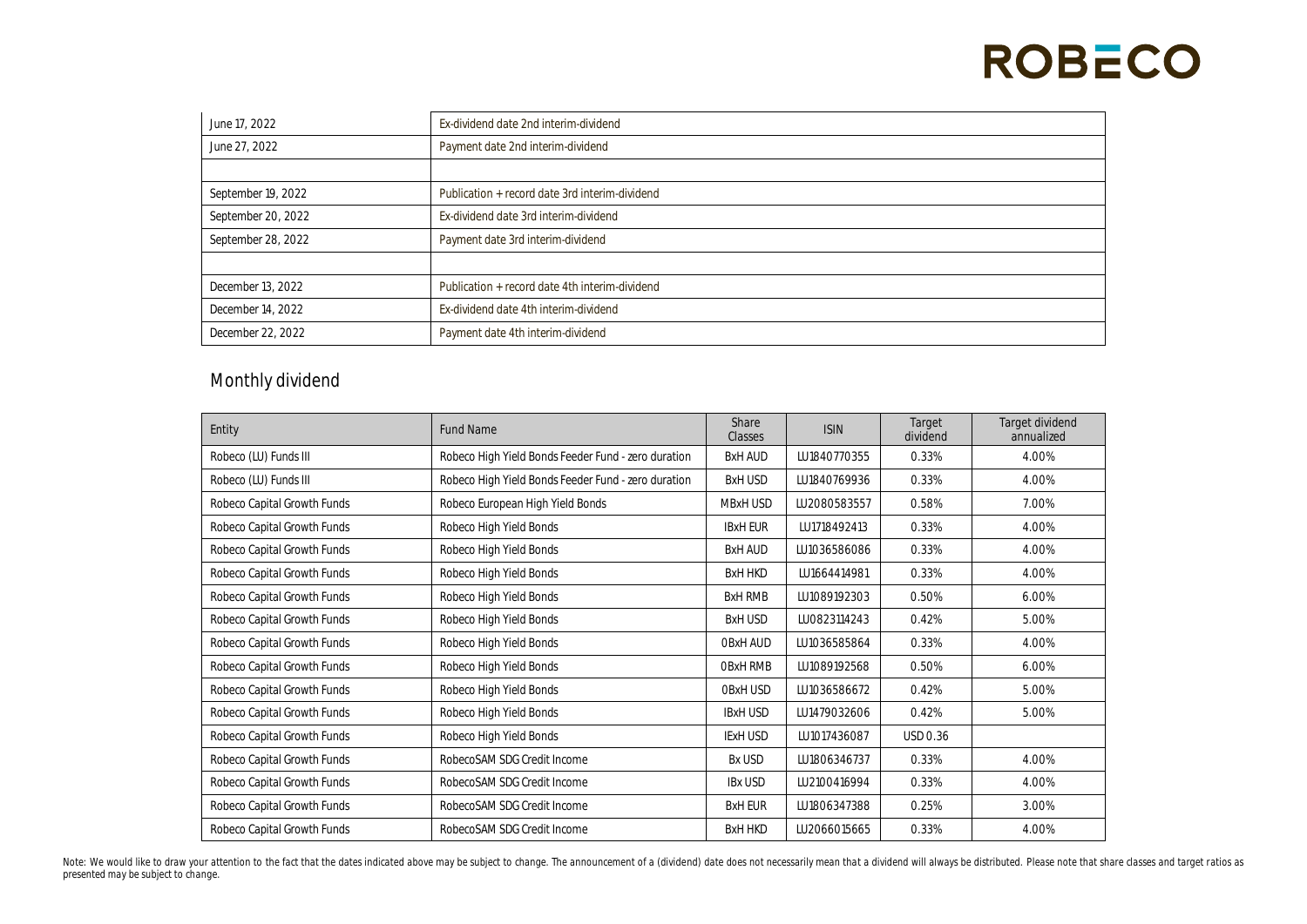| | |
|---|---|
| June 17, 2022 | Ex-dividend date 2nd interim-dividend |
| June 27, 2022 | Payment date 2nd interim-dividend |
| | |
| September 19, 2022 | Publication + record date 3rd interim-dividend |
| September 20, 2022 | Ex-dividend date 3rd interim-dividend |
| September 28, 2022 | Payment date 3rd interim-dividend |
| | |
| December 13, 2022 | Publication + record date 4th interim-dividend |
| December 14, 2022 | Ex-dividend date 4th interim-dividend |
| December 22, 2022 | Payment date 4th interim-dividend |

## Monthly dividend

| Entity | Fund Name | Share Classes | ISIN | Target dividend | Target dividend annualized |
|---|---|---|---|---|---|
| Robeco (LU) Funds III | Robeco High Yield Bonds Feeder Fund - zero duration | BxH AUD | LU1840770355 | 0.33% | 4.00% |
| Robeco (LU) Funds III | Robeco High Yield Bonds Feeder Fund - zero duration | BxH USD | LU1840769936 | 0.33% | 4.00% |
| Robeco Capital Growth Funds | Robeco European High Yield Bonds | MBxH USD | LU2080583557 | 0.58% | 7.00% |
| Robeco Capital Growth Funds | Robeco High Yield Bonds | IBxH EUR | LU1718492413 | 0.33% | 4.00% |
| Robeco Capital Growth Funds | Robeco High Yield Bonds | BxH AUD | LU1036586086 | 0.33% | 4.00% |
| Robeco Capital Growth Funds | Robeco High Yield Bonds | BxH HKD | LU1664414981 | 0.33% | 4.00% |
| Robeco Capital Growth Funds | Robeco High Yield Bonds | BxH RMB | LU1089192303 | 0.50% | 6.00% |
| Robeco Capital Growth Funds | Robeco High Yield Bonds | BxH USD | LU0823114243 | 0.42% | 5.00% |
| Robeco Capital Growth Funds | Robeco High Yield Bonds | 0BxH AUD | LU1036585864 | 0.33% | 4.00% |
| Robeco Capital Growth Funds | Robeco High Yield Bonds | 0BxH RMB | LU1089192568 | 0.50% | 6.00% |
| Robeco Capital Growth Funds | Robeco High Yield Bonds | 0BxH USD | LU1036586672 | 0.42% | 5.00% |
| Robeco Capital Growth Funds | Robeco High Yield Bonds | IBxH USD | LU1479032606 | 0.42% | 5.00% |
| Robeco Capital Growth Funds | Robeco High Yield Bonds | IExH USD | LU1017436087 | USD 0.36 | |
| Robeco Capital Growth Funds | RobecoSAM SDG Credit Income | Bx USD | LU1806346737 | 0.33% | 4.00% |
| Robeco Capital Growth Funds | RobecoSAM SDG Credit Income | IBx USD | LU2100416994 | 0.33% | 4.00% |
| Robeco Capital Growth Funds | RobecoSAM SDG Credit Income | BxH EUR | LU1806347388 | 0.25% | 3.00% |
| Robeco Capital Growth Funds | RobecoSAM SDG Credit Income | BxH HKD | LU2066015665 | 0.33% | 4.00% |

Note: We would like to draw your attention to the fact that the dates indicated above may be subject to change. The announcement of a (dividend) date does not necessarily mean that a dividend will always be distributed. Please note that share classes and target ratios as presented may be subject to change.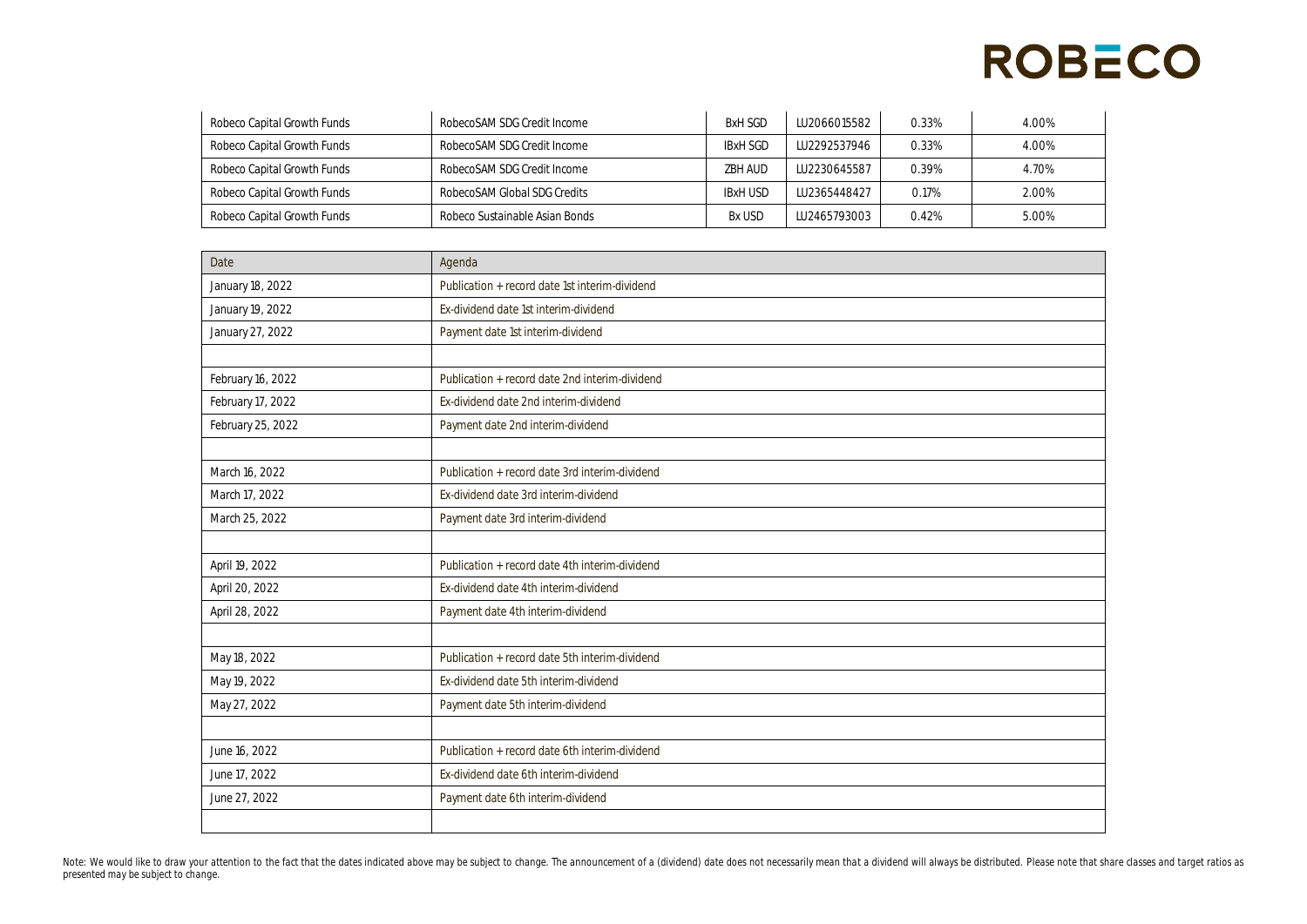| | | | | | |
|---|---|---|---|---|---|
| Robeco Capital Growth Funds | RobecoSAM SDG Credit Income | BxH SGD | LU2066015582 | 0.33% | 4.00% |
| Robeco Capital Growth Funds | RobecoSAM SDG Credit Income | IBxH SGD | LU2292537946 | 0.33% | 4.00% |
| Robeco Capital Growth Funds | RobecoSAM SDG Credit Income | ZBH AUD | LU2230645587 | 0.39% | 4.70% |
| Robeco Capital Growth Funds | RobecoSAM Global SDG Credits | IBxH USD | LU2365448427 | 0.17% | 2.00% |
| Robeco Capital Growth Funds | Robeco Sustainable Asian Bonds | Bx USD | LU2465793003 | 0.42% | 5.00% |

| Date | Agenda |
|---|---|
| January 18, 2022 | Publication + record date 1st interim-dividend |
| January 19, 2022 | Ex-dividend date 1st interim-dividend |
| January 27, 2022 | Payment date 1st interim-dividend |
| | |
| February 16, 2022 | Publication + record date 2nd interim-dividend |
| February 17, 2022 | Ex-dividend date 2nd interim-dividend |
| February 25, 2022 | Payment date 2nd interim-dividend |
| | |
| March 16, 2022 | Publication + record date 3rd interim-dividend |
| March 17, 2022 | Ex-dividend date 3rd interim-dividend |
| March 25, 2022 | Payment date 3rd interim-dividend |
| | |
| April 19, 2022 | Publication + record date 4th interim-dividend |
| April 20, 2022 | Ex-dividend date 4th interim-dividend |
| April 28, 2022 | Payment date 4th interim-dividend |
| | |
| May 18, 2022 | Publication + record date 5th interim-dividend |
| May 19, 2022 | Ex-dividend date 5th interim-dividend |
| May 27, 2022 | Payment date 5th interim-dividend |
| | |
| June 16, 2022 | Publication + record date 6th interim-dividend |
| June 17, 2022 | Ex-dividend date 6th interim-dividend |
| June 27, 2022 | Payment date 6th interim-dividend |
| | |

Note: We would like to draw your attention to the fact that the dates indicated above may be subject to change. The announcement of a (dividend) date does not necessarily mean that a dividend will always be distributed. Please note that share classes and target ratios as presented may be subject to change.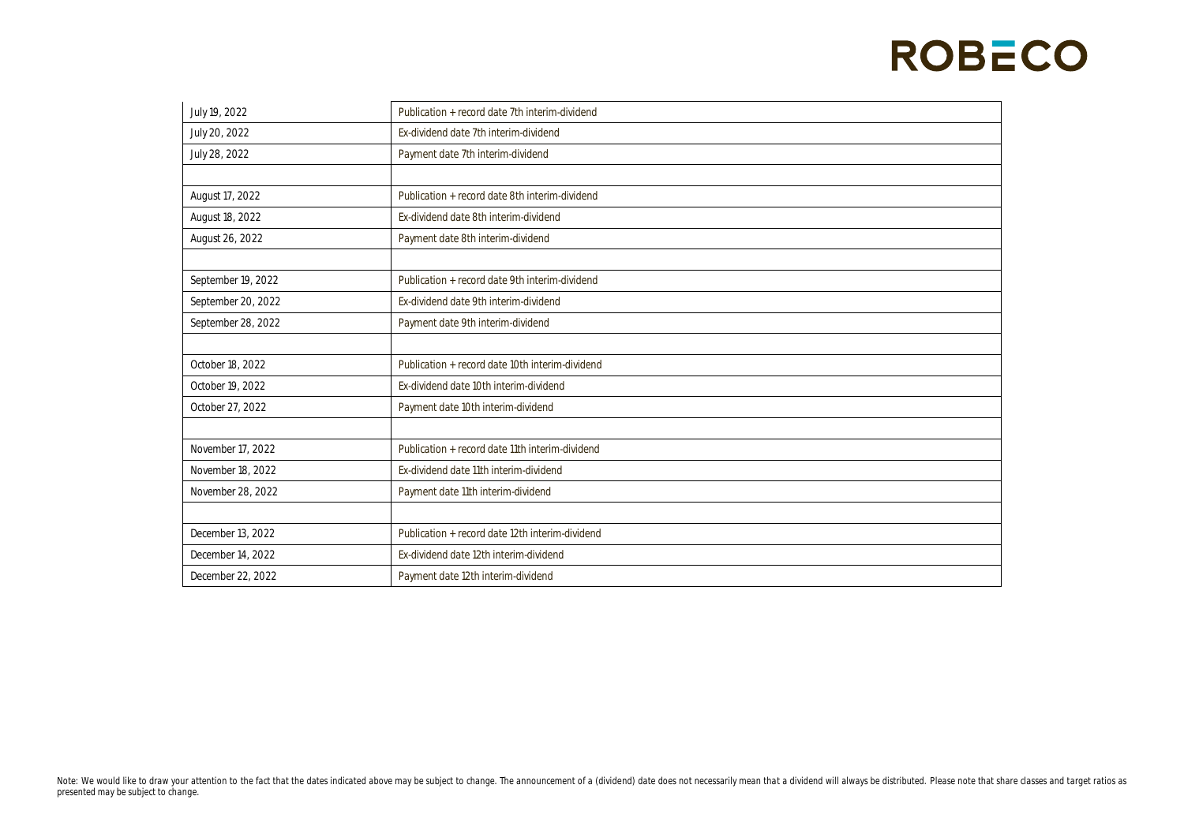| | |
|---|---|
| July 19, 2022 | Publication + record date 7th interim-dividend |
| July 20, 2022 | Ex-dividend date 7th interim-dividend |
| July 28, 2022 | Payment date 7th interim-dividend |
| | |
| August 17, 2022 | Publication + record date 8th interim-dividend |
| August 18, 2022 | Ex-dividend date 8th interim-dividend |
| August 26, 2022 | Payment date 8th interim-dividend |
| | |
| September 19, 2022 | Publication + record date 9th interim-dividend |
| September 20, 2022 | Ex-dividend date 9th interim-dividend |
| September 28, 2022 | Payment date 9th interim-dividend |
| | |
| October 18, 2022 | Publication + record date 10th interim-dividend |
| October 19, 2022 | Ex-dividend date 10th interim-dividend |
| October 27, 2022 | Payment date 10th interim-dividend |
| | |
| November 17, 2022 | Publication + record date 11th interim-dividend |
| November 18, 2022 | Ex-dividend date 11th interim-dividend |
| November 28, 2022 | Payment date 11th interim-dividend |
| | |
| December 13, 2022 | Publication + record date 12th interim-dividend |
| December 14, 2022 | Ex-dividend date 12th interim-dividend |
| December 22, 2022 | Payment date 12th interim-dividend |

Note: We would like to draw your attention to the fact that the dates indicated above may be subject to change. The announcement of a (dividend) date does not necessarily mean that a dividend will always be distributed. Please note that share classes and target ratios as presented may be subject to change.